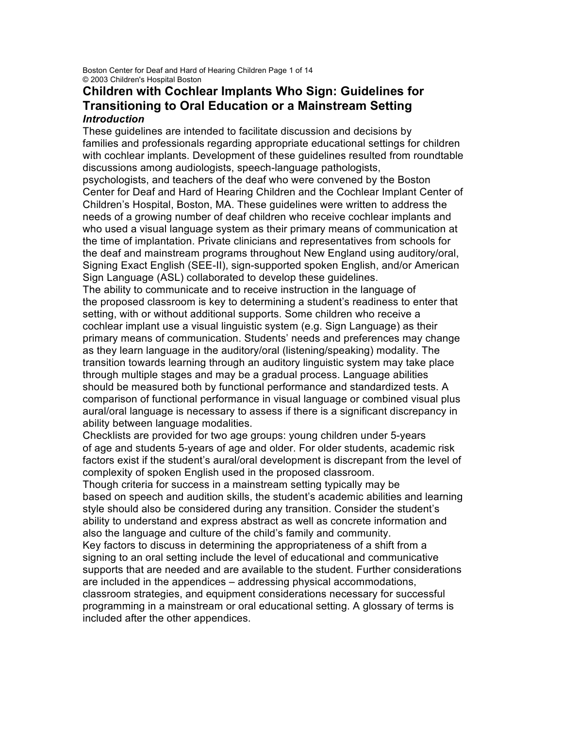# Children with Cochlear Implants Who Sign: Guidelines for Transitioning to Oral Education or a Mainstream Setting

### *Introduction*

These guidelines are intended to facilitate discussion and decisions by families and professionals regarding appropriate educational settings for children with cochlear implants. Development of these guidelines resulted from roundtable discussions among audiologists, speech-language pathologists, psychologists, and teachers of the deaf who were convened by the Boston Center for Deaf and Hard of Hearing Children and the Cochlear Implant Center of Children's Hospital, Boston, MA. These guidelines were written to address the needs of a growing number of deaf children who receive cochlear implants and who used a visual language system as their primary means of communication at the time of implantation. Private clinicians and representatives from schools for the deaf and mainstream programs throughout New England using auditory/oral, Signing Exact English (SEE-II), sign-supported spoken English, and/or American Sign Language (ASL) collaborated to develop these guidelines.

The ability to communicate and to receive instruction in the language of the proposed classroom is key to determining a student's readiness to enter that setting, with or without additional supports. Some children who receive a cochlear implant use a visual linguistic system (e.g. Sign Language) as their primary means of communication. Students' needs and preferences may change as they learn language in the auditory/oral (listening/speaking) modality. The transition towards learning through an auditory linguistic system may take place through multiple stages and may be a gradual process. Language abilities should be measured both by functional performance and standardized tests. A comparison of functional performance in visual language or combined visual plus aural/oral language is necessary to assess if there is a significant discrepancy in ability between language modalities.

Checklists are provided for two age groups: young children under 5-years of age and students 5-years of age and older. For older students, academic risk factors exist if the student's aural/oral development is discrepant from the level of complexity of spoken English used in the proposed classroom.

Though criteria for success in a mainstream setting typically may be based on speech and audition skills, the student's academic abilities and learning style should also be considered during any transition. Consider the student's ability to understand and express abstract as well as concrete information and also the language and culture of the child's family and community.

Key factors to discuss in determining the appropriateness of a shift from a signing to an oral setting include the level of educational and communicative supports that are needed and are available to the student. Further considerations are included in the appendices – addressing physical accommodations, classroom strategies, and equipment considerations necessary for successful programming in a mainstream or oral educational setting. A glossary of terms is included after the other appendices.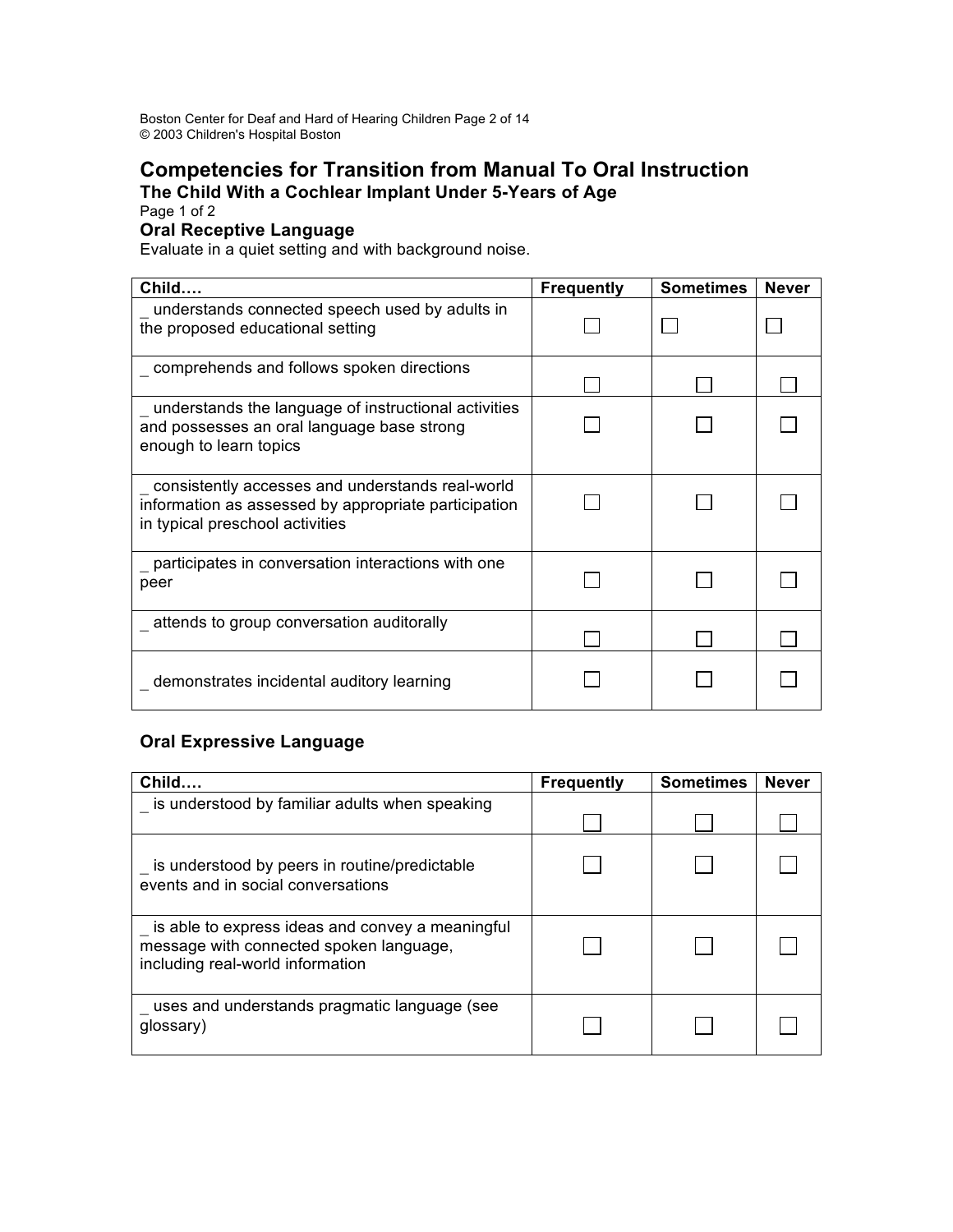# Competencies for Transition from Manual To Oral Instruction

## The Child With a Cochlear Implant Under 5-Years of Age

Page 1 of 2

### Oral Receptive Language

Evaluate in a quiet setting and with background noise.

| Child…. | Frequently | Sometimes | Never |
|---|---|---|---|
| _ understands connected speech used by adults in the proposed educational setting | ☐ | ☐ | ☐ |
| _ comprehends and follows spoken directions | ☐ | ☐ | ☐ |
| _ understands the language of instructional activities and possesses an oral language base strong enough to learn topics | ☐ | ☐ | ☐ |
| _ consistently accesses and understands real-world information as assessed by appropriate participation in typical preschool activities | ☐ | ☐ | ☐ |
| _ participates in conversation interactions with one peer | ☐ | ☐ | ☐ |
| _ attends to group conversation auditorally | ☐ | ☐ | ☐ |
| _ demonstrates incidental auditory learning | ☐ | ☐ | ☐ |

### Oral Expressive Language

| Child…. | Frequently | Sometimes | Never |
|---|---|---|---|
| _ is understood by familiar adults when speaking | ☐ | ☐ | ☐ |
| _ is understood by peers in routine/predictable events and in social conversations | ☐ | ☐ | ☐ |
| _ is able to express ideas and convey a meaningful message with connected spoken language, including real-world information | ☐ | ☐ | ☐ |
| _ uses and understands pragmatic language (see glossary) | ☐ | ☐ | ☐ |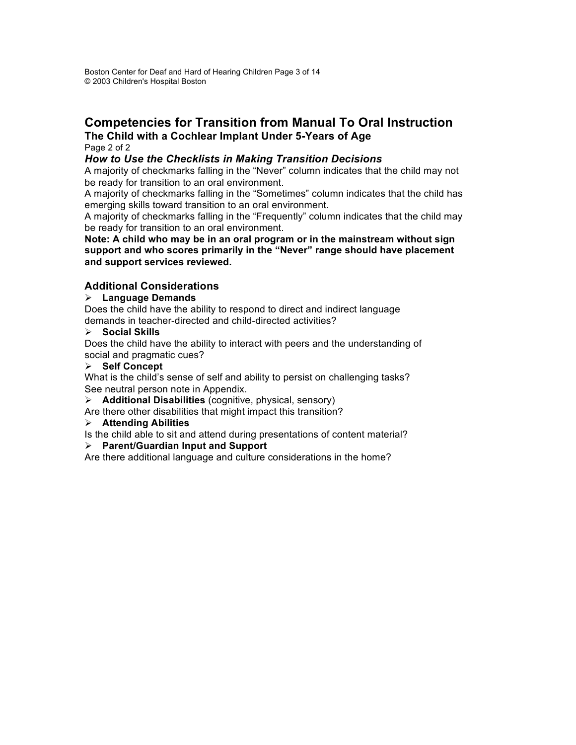# Competencies for Transition from Manual To Oral Instruction

## The Child with a Cochlear Implant Under 5-Years of Age

Page 2 of 2

### *How to Use the Checklists in Making Transition Decisions*

A majority of checkmarks falling in the "Never" column indicates that the child may not be ready for transition to an oral environment.

A majority of checkmarks falling in the "Sometimes" column indicates that the child has emerging skills toward transition to an oral environment.

A majority of checkmarks falling in the "Frequently" column indicates that the child may be ready for transition to an oral environment.

**Note: A child who may be in an oral program or in the mainstream without sign support and who scores primarily in the "Never" range should have placement and support services reviewed.**

### Additional Considerations

- **Language Demands**

Does the child have the ability to respond to direct and indirect language demands in teacher-directed and child-directed activities?

- **Social Skills**

Does the child have the ability to interact with peers and the understanding of social and pragmatic cues?

- **Self Concept**

What is the child's sense of self and ability to persist on challenging tasks? See neutral person note in Appendix.

- **Additional Disabilities** (cognitive, physical, sensory)

Are there other disabilities that might impact this transition?

- **Attending Abilities**

Is the child able to sit and attend during presentations of content material?

- **Parent/Guardian Input and Support**

Are there additional language and culture considerations in the home?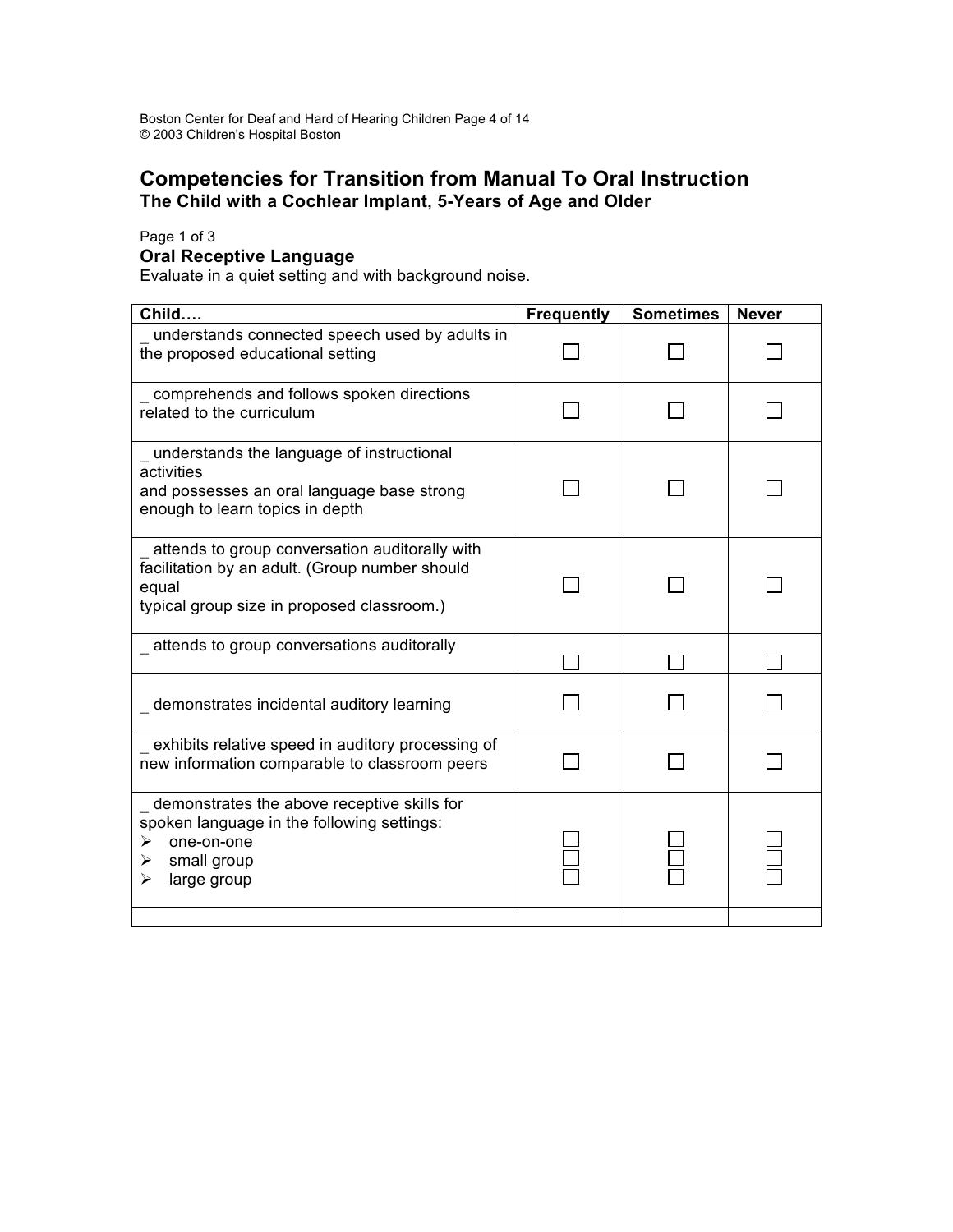# Competencies for Transition from Manual To Oral Instruction

## The Child with a Cochlear Implant, 5-Years of Age and Older

Page 1 of 3

### Oral Receptive Language

Evaluate in a quiet setting and with background noise.

| Child…. | Frequently | Sometimes | Never |
|---|---|---|---|
| _ understands connected speech used by adults in the proposed educational setting | ☐ | ☐ | ☐ |
| _ comprehends and follows spoken directions related to the curriculum | ☐ | ☐ | ☐ |
| _ understands the language of instructional activities and possesses an oral language base strong enough to learn topics in depth | ☐ | ☐ | ☐ |
| _ attends to group conversation auditorally with facilitation by an adult. (Group number should equal typical group size in proposed classroom.) | ☐ | ☐ | ☐ |
| _ attends to group conversations auditorally | ☐ | ☐ | ☐ |
| _ demonstrates incidental auditory learning | ☐ | ☐ | ☐ |
| _ exhibits relative speed in auditory processing of new information comparable to classroom peers | ☐ | ☐ | ☐ |
| _ demonstrates the above receptive skills for spoken language in the following settings:<br>➢ one-on-one<br>➢ small group<br>➢ large group | ☐<br>☐<br>☐ | ☐<br>☐<br>☐ | ☐<br>☐<br>☐ |
| | | | |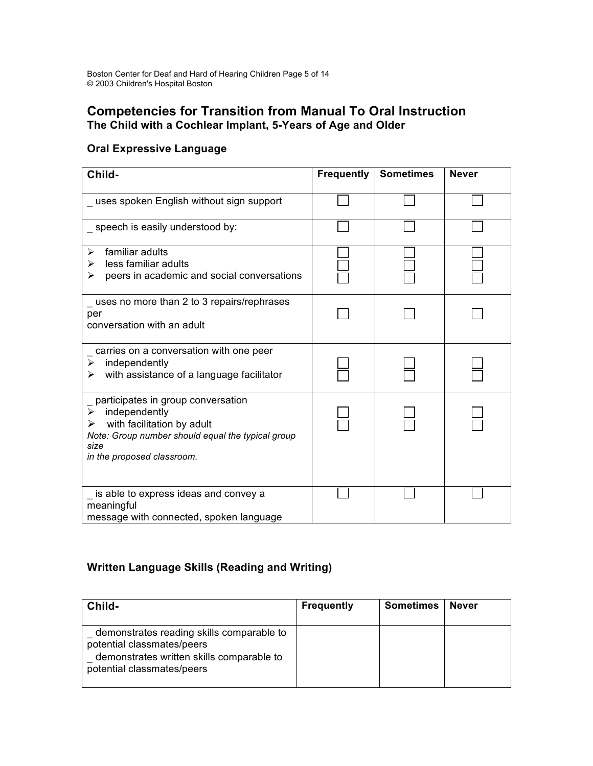## Competencies for Transition from Manual To Oral Instruction
### The Child with a Cochlear Implant, 5-Years of Age and Older

#### Oral Expressive Language

| Child- | Frequently | Sometimes | Never |
|---|---|---|---|
| _ uses spoken English without sign support | ☐ | ☐ | ☐ |
| _ speech is easily understood by: | ☐ | ☐ | ☐ |
| ➢ familiar adults<br>➢ less familiar adults<br>➢ peers in academic and social conversations | ☐<br>☐<br>☐ | ☐<br>☐<br>☐ | ☐<br>☐<br>☐ |
| _ uses no more than 2 to 3 repairs/rephrases per conversation with an adult | ☐ | ☐ | ☐ |
| _ carries on a conversation with one peer<br>➢ independently<br>➢ with assistance of a language facilitator | ☐<br>☐ | ☐<br>☐ | ☐<br>☐ |
| _ participates in group conversation<br>➢ independently<br>➢ with facilitation by adult<br>*Note: Group number should equal the typical group size in the proposed classroom.* | ☐<br>☐ | ☐<br>☐ | ☐<br>☐ |
| _ is able to express ideas and convey a meaningful message with connected, spoken language | ☐ | ☐ | ☐ |

#### Written Language Skills (Reading and Writing)

| Child- | Frequently | Sometimes | Never |
|---|---|---|---|
| _ demonstrates reading skills comparable to potential classmates/peers<br>_ demonstrates written skills comparable to potential classmates/peers | | | |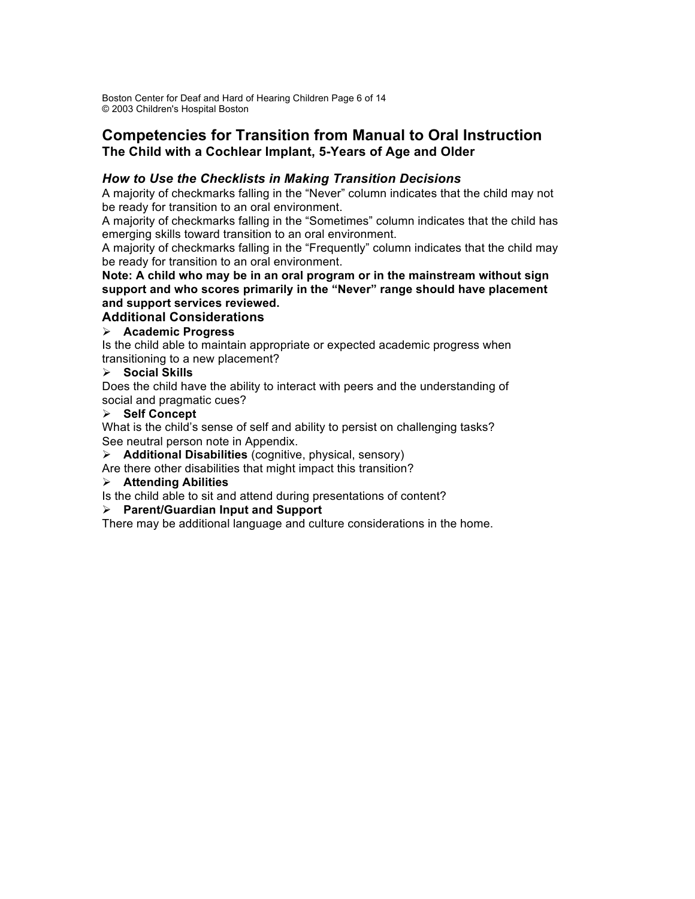## Competencies for Transition from Manual to Oral Instruction
### The Child with a Cochlear Implant, 5-Years of Age and Older

### *How to Use the Checklists in Making Transition Decisions*

A majority of checkmarks falling in the "Never" column indicates that the child may not be ready for transition to an oral environment.

A majority of checkmarks falling in the "Sometimes" column indicates that the child has emerging skills toward transition to an oral environment.

A majority of checkmarks falling in the "Frequently" column indicates that the child may be ready for transition to an oral environment.

**Note: A child who may be in an oral program or in the mainstream without sign support and who scores primarily in the "Never" range should have placement and support services reviewed.**

### Additional Considerations

- **Academic Progress**

Is the child able to maintain appropriate or expected academic progress when transitioning to a new placement?

- **Social Skills**

Does the child have the ability to interact with peers and the understanding of social and pragmatic cues?

- **Self Concept**

What is the child's sense of self and ability to persist on challenging tasks? See neutral person note in Appendix.

- **Additional Disabilities** (cognitive, physical, sensory)

Are there other disabilities that might impact this transition?

- **Attending Abilities**

Is the child able to sit and attend during presentations of content?

- **Parent/Guardian Input and Support**

There may be additional language and culture considerations in the home.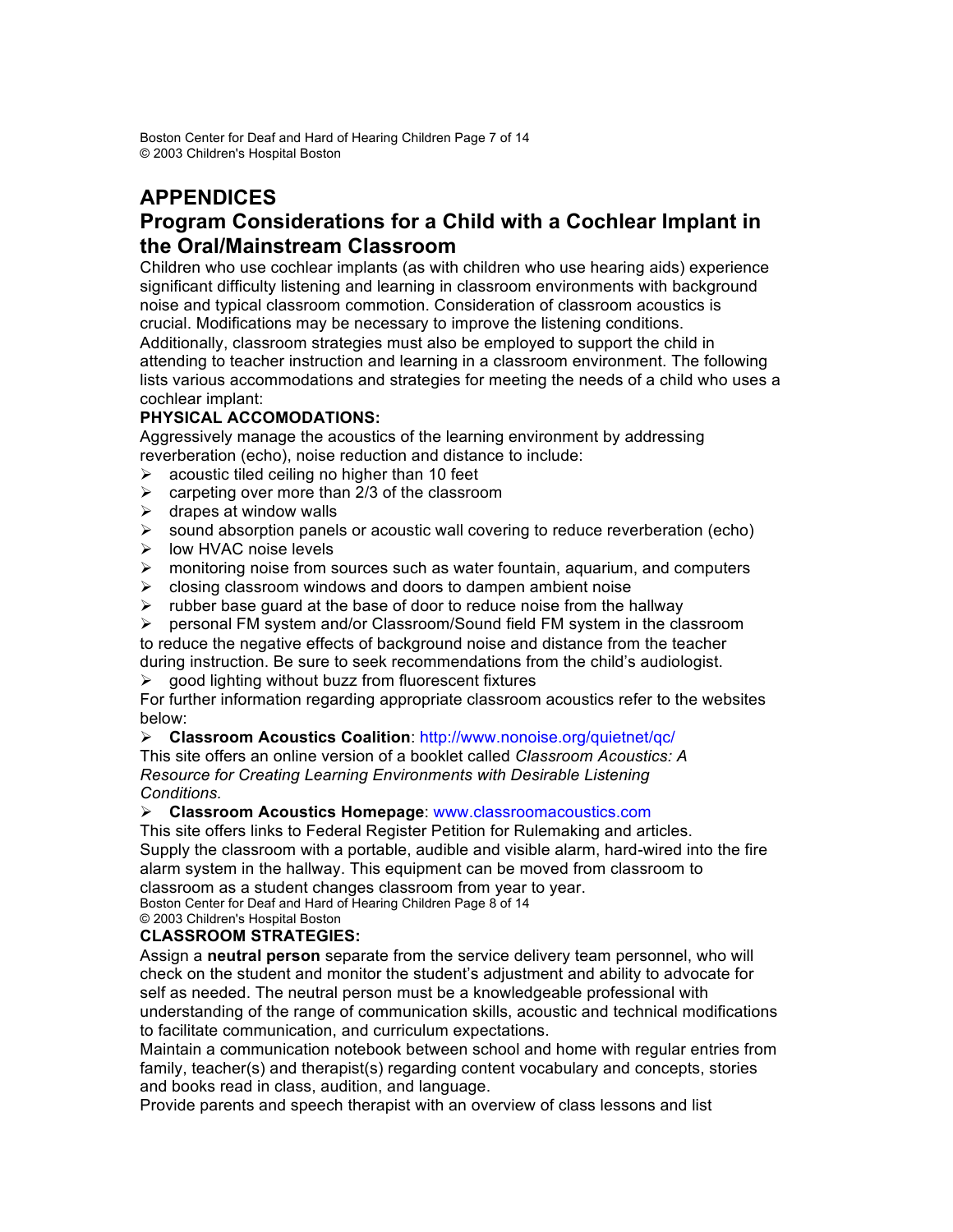# APPENDICES

## Program Considerations for a Child with a Cochlear Implant in the Oral/Mainstream Classroom

Children who use cochlear implants (as with children who use hearing aids) experience significant difficulty listening and learning in classroom environments with background noise and typical classroom commotion. Consideration of classroom acoustics is crucial. Modifications may be necessary to improve the listening conditions. Additionally, classroom strategies must also be employed to support the child in attending to teacher instruction and learning in a classroom environment. The following lists various accommodations and strategies for meeting the needs of a child who uses a cochlear implant:

**PHYSICAL ACCOMODATIONS:**

Aggressively manage the acoustics of the learning environment by addressing reverberation (echo), noise reduction and distance to include:

- acoustic tiled ceiling no higher than 10 feet
- carpeting over more than 2/3 of the classroom
- drapes at window walls
- sound absorption panels or acoustic wall covering to reduce reverberation (echo)
- low HVAC noise levels
- monitoring noise from sources such as water fountain, aquarium, and computers
- closing classroom windows and doors to dampen ambient noise
- rubber base guard at the base of door to reduce noise from the hallway
- personal FM system and/or Classroom/Sound field FM system in the classroom to reduce the negative effects of background noise and distance from the teacher during instruction. Be sure to seek recommendations from the child's audiologist.
- good lighting without buzz from fluorescent fixtures

For further information regarding appropriate classroom acoustics refer to the websites below:

- **Classroom Acoustics Coalition**: http://www.nonoise.org/quietnet/qc/

This site offers an online version of a booklet called *Classroom Acoustics: A Resource for Creating Learning Environments with Desirable Listening Conditions.*

- **Classroom Acoustics Homepage**: www.classroomacoustics.com

This site offers links to Federal Register Petition for Rulemaking and articles.

Supply the classroom with a portable, audible and visible alarm, hard-wired into the fire alarm system in the hallway. This equipment can be moved from classroom to classroom as a student changes classroom from year to year.

**CLASSROOM STRATEGIES:**

Assign a **neutral person** separate from the service delivery team personnel, who will check on the student and monitor the student's adjustment and ability to advocate for self as needed. The neutral person must be a knowledgeable professional with understanding of the range of communication skills, acoustic and technical modifications to facilitate communication, and curriculum expectations.

Maintain a communication notebook between school and home with regular entries from family, teacher(s) and therapist(s) regarding content vocabulary and concepts, stories and books read in class, audition, and language.

Provide parents and speech therapist with an overview of class lessons and list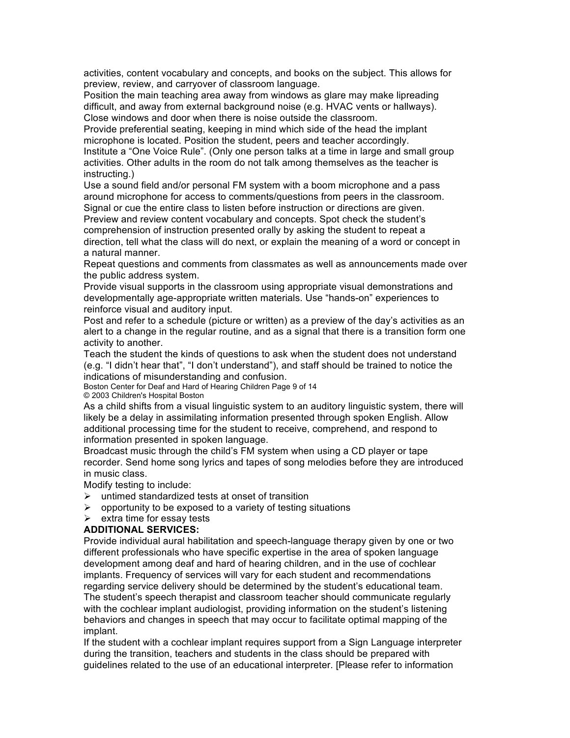activities, content vocabulary and concepts, and books on the subject. This allows for preview, review, and carryover of classroom language.

Position the main teaching area away from windows as glare may make lipreading difficult, and away from external background noise (e.g. HVAC vents or hallways). Close windows and door when there is noise outside the classroom.

Provide preferential seating, keeping in mind which side of the head the implant microphone is located. Position the student, peers and teacher accordingly.

Institute a "One Voice Rule". (Only one person talks at a time in large and small group activities. Other adults in the room do not talk among themselves as the teacher is instructing.)

Use a sound field and/or personal FM system with a boom microphone and a pass around microphone for access to comments/questions from peers in the classroom.

Signal or cue the entire class to listen before instruction or directions are given.

Preview and review content vocabulary and concepts. Spot check the student's comprehension of instruction presented orally by asking the student to repeat a direction, tell what the class will do next, or explain the meaning of a word or concept in a natural manner.

Repeat questions and comments from classmates as well as announcements made over the public address system.

Provide visual supports in the classroom using appropriate visual demonstrations and developmentally age-appropriate written materials. Use "hands-on" experiences to reinforce visual and auditory input.

Post and refer to a schedule (picture or written) as a preview of the day's activities as an alert to a change in the regular routine, and as a signal that there is a transition form one activity to another.

Teach the student the kinds of questions to ask when the student does not understand (e.g. "I didn't hear that", "I don't understand"), and staff should be trained to notice the indications of misunderstanding and confusion.

As a child shifts from a visual linguistic system to an auditory linguistic system, there will likely be a delay in assimilating information presented through spoken English. Allow additional processing time for the student to receive, comprehend, and respond to information presented in spoken language.

Broadcast music through the child's FM system when using a CD player or tape recorder. Send home song lyrics and tapes of song melodies before they are introduced in music class.

Modify testing to include:

- untimed standardized tests at onset of transition
- opportunity to be exposed to a variety of testing situations
- extra time for essay tests

**ADDITIONAL SERVICES:**

Provide individual aural habilitation and speech-language therapy given by one or two different professionals who have specific expertise in the area of spoken language development among deaf and hard of hearing children, and in the use of cochlear implants. Frequency of services will vary for each student and recommendations regarding service delivery should be determined by the student's educational team.

The student's speech therapist and classroom teacher should communicate regularly with the cochlear implant audiologist, providing information on the student's listening behaviors and changes in speech that may occur to facilitate optimal mapping of the implant.

If the student with a cochlear implant requires support from a Sign Language interpreter during the transition, teachers and students in the class should be prepared with guidelines related to the use of an educational interpreter. [Please refer to information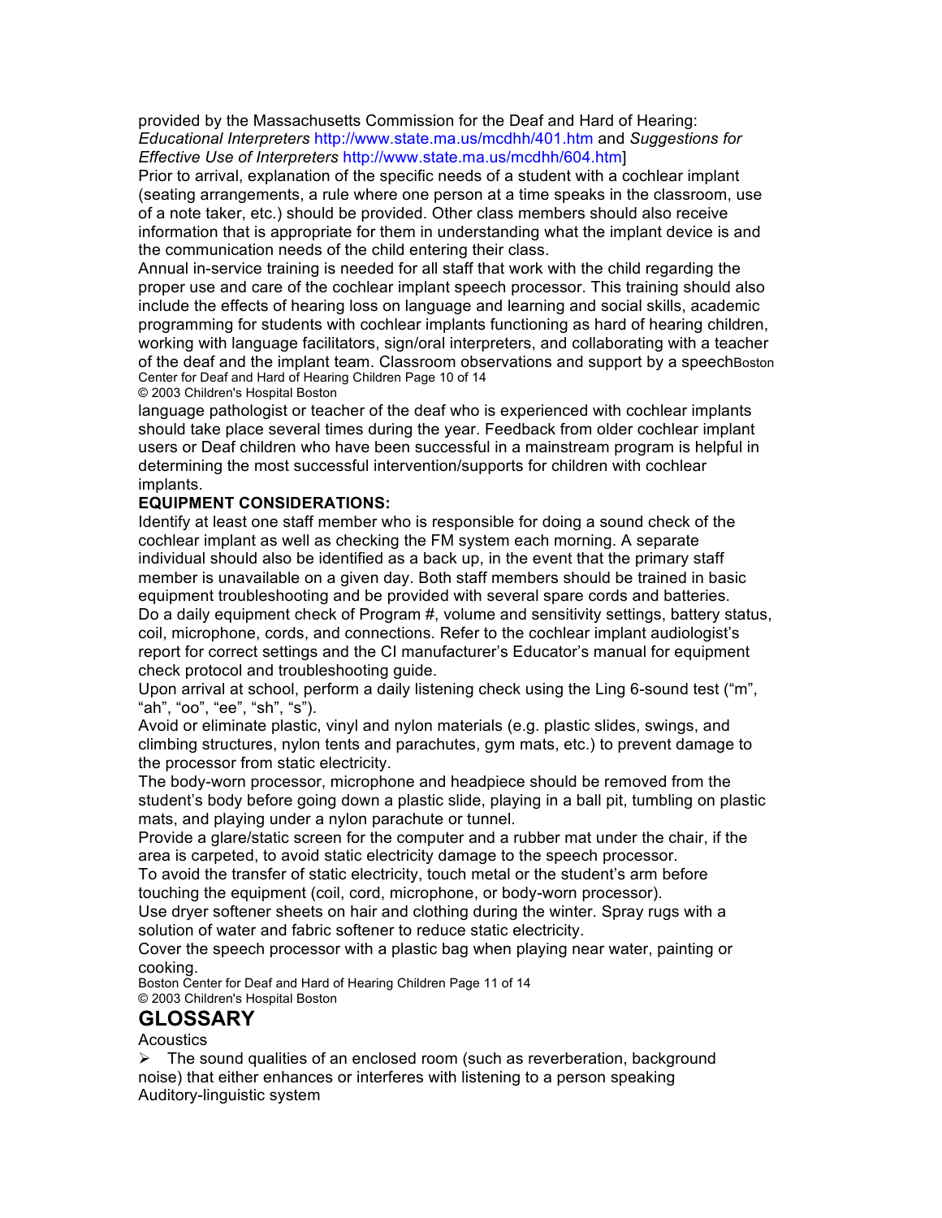provided by the Massachusetts Commission for the Deaf and Hard of Hearing: *Educational Interpreters* http://www.state.ma.us/mcdhh/401.htm and *Suggestions for Effective Use of Interpreters* http://www.state.ma.us/mcdhh/604.htm]

Prior to arrival, explanation of the specific needs of a student with a cochlear implant (seating arrangements, a rule where one person at a time speaks in the classroom, use of a note taker, etc.) should be provided. Other class members should also receive information that is appropriate for them in understanding what the implant device is and the communication needs of the child entering their class.

Annual in-service training is needed for all staff that work with the child regarding the proper use and care of the cochlear implant speech processor. This training should also include the effects of hearing loss on language and learning and social skills, academic programming for students with cochlear implants functioning as hard of hearing children, working with language facilitators, sign/oral interpreters, and collaborating with a teacher of the deaf and the implant team. Classroom observations and support by a speech language pathologist or teacher of the deaf who is experienced with cochlear implants should take place several times during the year. Feedback from older cochlear implant users or Deaf children who have been successful in a mainstream program is helpful in determining the most successful intervention/supports for children with cochlear implants.

**EQUIPMENT CONSIDERATIONS:**

Identify at least one staff member who is responsible for doing a sound check of the cochlear implant as well as checking the FM system each morning. A separate individual should also be identified as a back up, in the event that the primary staff member is unavailable on a given day. Both staff members should be trained in basic equipment troubleshooting and be provided with several spare cords and batteries.

Do a daily equipment check of Program #, volume and sensitivity settings, battery status, coil, microphone, cords, and connections. Refer to the cochlear implant audiologist's report for correct settings and the CI manufacturer's Educator's manual for equipment check protocol and troubleshooting guide.

Upon arrival at school, perform a daily listening check using the Ling 6-sound test ("m", "ah", "oo", "ee", "sh", "s").

Avoid or eliminate plastic, vinyl and nylon materials (e.g. plastic slides, swings, and climbing structures, nylon tents and parachutes, gym mats, etc.) to prevent damage to the processor from static electricity.

The body-worn processor, microphone and headpiece should be removed from the student's body before going down a plastic slide, playing in a ball pit, tumbling on plastic mats, and playing under a nylon parachute or tunnel.

Provide a glare/static screen for the computer and a rubber mat under the chair, if the area is carpeted, to avoid static electricity damage to the speech processor.

To avoid the transfer of static electricity, touch metal or the student's arm before touching the equipment (coil, cord, microphone, or body-worn processor).

Use dryer softener sheets on hair and clothing during the winter. Spray rugs with a solution of water and fabric softener to reduce static electricity.

Cover the speech processor with a plastic bag when playing near water, painting or cooking.

# GLOSSARY

Acoustics

- The sound qualities of an enclosed room (such as reverberation, background noise) that either enhances or interferes with listening to a person speaking

Auditory-linguistic system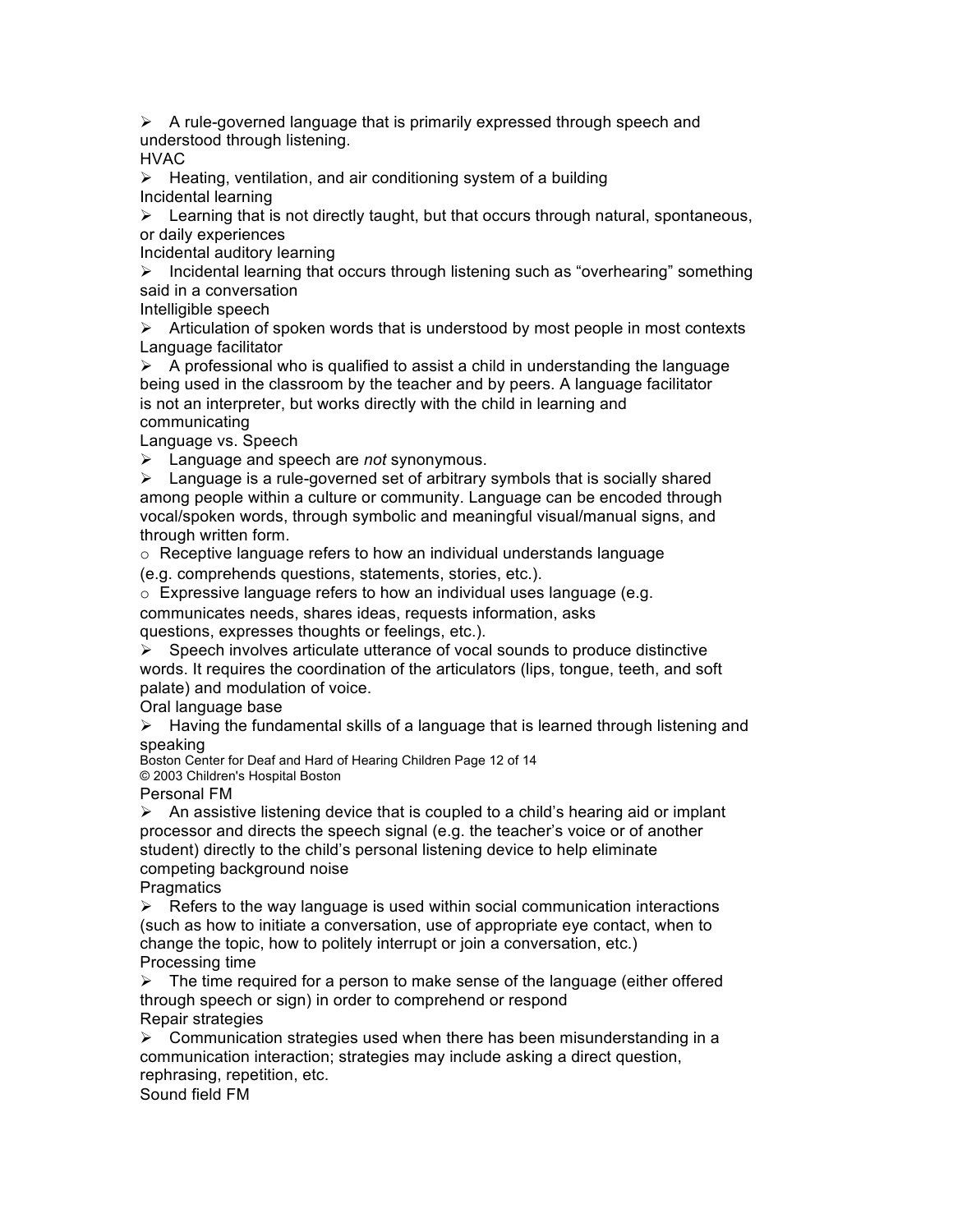- A rule-governed language that is primarily expressed through speech and understood through listening.

HVAC

- Heating, ventilation, and air conditioning system of a building

Incidental learning

- Learning that is not directly taught, but that occurs through natural, spontaneous, or daily experiences

Incidental auditory learning

- Incidental learning that occurs through listening such as "overhearing" something said in a conversation

Intelligible speech

- Articulation of spoken words that is understood by most people in most contexts

Language facilitator

- A professional who is qualified to assist a child in understanding the language being used in the classroom by the teacher and by peers. A language facilitator is not an interpreter, but works directly with the child in learning and communicating

Language vs. Speech

- Language and speech are *not* synonymous.
- Language is a rule-governed set of arbitrary symbols that is socially shared among people within a culture or community. Language can be encoded through vocal/spoken words, through symbolic and meaningful visual/manual signs, and through written form.
  - Receptive language refers to how an individual understands language (e.g. comprehends questions, statements, stories, etc.).
  - Expressive language refers to how an individual uses language (e.g. communicates needs, shares ideas, requests information, asks questions, expresses thoughts or feelings, etc.).
- Speech involves articulate utterance of vocal sounds to produce distinctive words. It requires the coordination of the articulators (lips, tongue, teeth, and soft palate) and modulation of voice.

Oral language base

- Having the fundamental skills of a language that is learned through listening and speaking

Personal FM

- An assistive listening device that is coupled to a child's hearing aid or implant processor and directs the speech signal (e.g. the teacher's voice or of another student) directly to the child's personal listening device to help eliminate competing background noise

Pragmatics

- Refers to the way language is used within social communication interactions (such as how to initiate a conversation, use of appropriate eye contact, when to change the topic, how to politely interrupt or join a conversation, etc.)

Processing time

- The time required for a person to make sense of the language (either offered through speech or sign) in order to comprehend or respond

Repair strategies

- Communication strategies used when there has been misunderstanding in a communication interaction; strategies may include asking a direct question, rephrasing, repetition, etc.

Sound field FM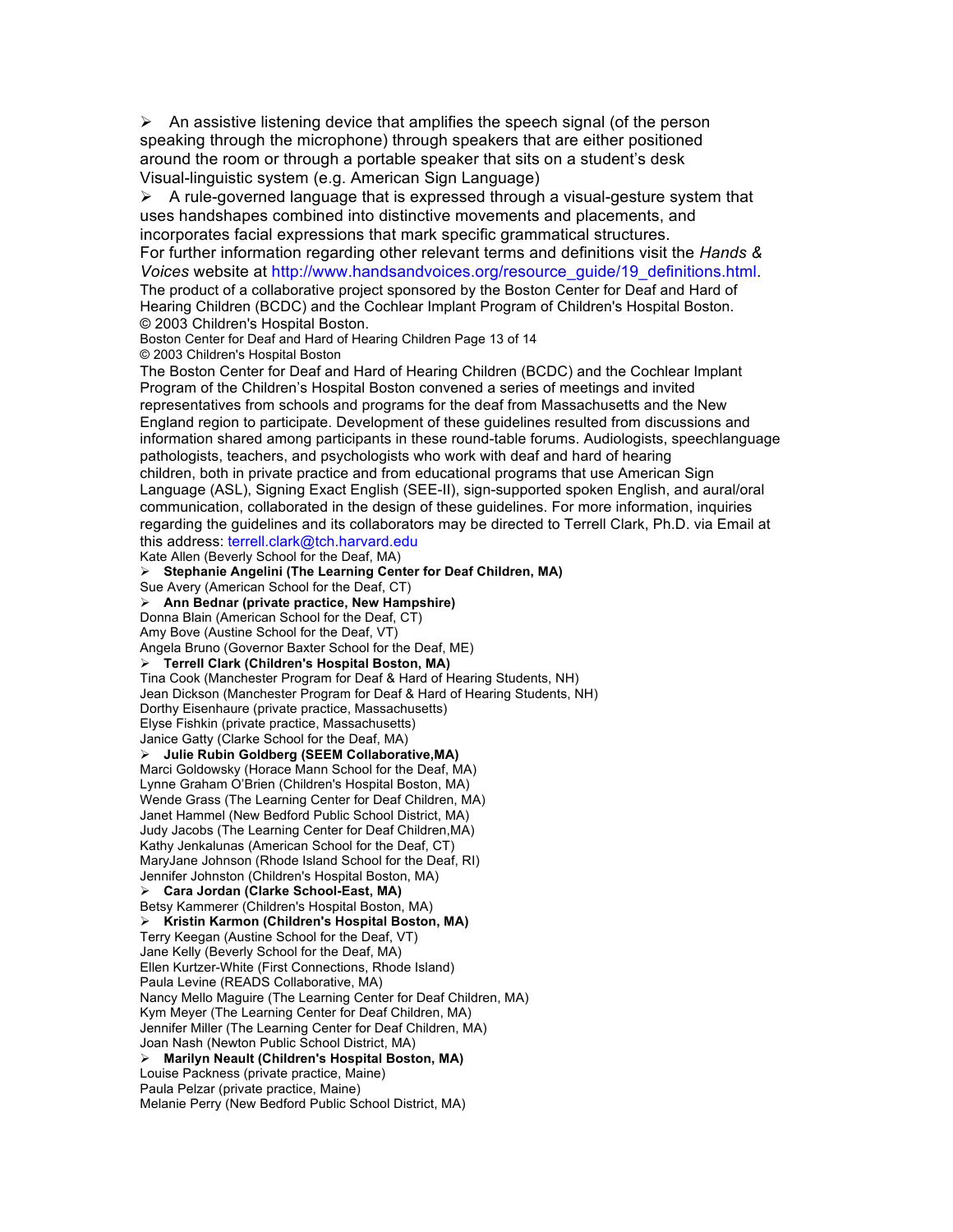- An assistive listening device that amplifies the speech signal (of the person speaking through the microphone) through speakers that are either positioned around the room or through a portable speaker that sits on a student's desk

Visual-linguistic system (e.g. American Sign Language)

- A rule-governed language that is expressed through a visual-gesture system that uses handshapes combined into distinctive movements and placements, and incorporates facial expressions that mark specific grammatical structures.

For further information regarding other relevant terms and definitions visit the *Hands & Voices* website at http://www.handsandvoices.org/resource_guide/19_definitions.html.

The product of a collaborative project sponsored by the Boston Center for Deaf and Hard of Hearing Children (BCDC) and the Cochlear Implant Program of Children's Hospital Boston.
© 2003 Children's Hospital Boston.

The Boston Center for Deaf and Hard of Hearing Children (BCDC) and the Cochlear Implant Program of the Children's Hospital Boston convened a series of meetings and invited representatives from schools and programs for the deaf from Massachusetts and the New England region to participate. Development of these guidelines resulted from discussions and information shared among participants in these round-table forums. Audiologists, speechlanguage pathologists, teachers, and psychologists who work with deaf and hard of hearing children, both in private practice and from educational programs that use American Sign Language (ASL), Signing Exact English (SEE-II), sign-supported spoken English, and aural/oral communication, collaborated in the design of these guidelines. For more information, inquiries regarding the guidelines and its collaborators may be directed to Terrell Clark, Ph.D. via Email at this address: terrell.clark@tch.harvard.edu

Kate Allen (Beverly School for the Deaf, MA)
- **Stephanie Angelini (The Learning Center for Deaf Children, MA)**

Sue Avery (American School for the Deaf, CT)
- **Ann Bednar (private practice, New Hampshire)**

Donna Blain (American School for the Deaf, CT)
Amy Bove (Austine School for the Deaf, VT)
Angela Bruno (Governor Baxter School for the Deaf, ME)
- **Terrell Clark (Children's Hospital Boston, MA)**

Tina Cook (Manchester Program for Deaf & Hard of Hearing Students, NH)
Jean Dickson (Manchester Program for Deaf & Hard of Hearing Students, NH)
Dorthy Eisenhaure (private practice, Massachusetts)
Elyse Fishkin (private practice, Massachusetts)
Janice Gatty (Clarke School for the Deaf, MA)
- **Julie Rubin Goldberg (SEEM Collaborative,MA)**

Marci Goldowsky (Horace Mann School for the Deaf, MA)
Lynne Graham O'Brien (Children's Hospital Boston, MA)
Wende Grass (The Learning Center for Deaf Children, MA)
Janet Hammel (New Bedford Public School District, MA)
Judy Jacobs (The Learning Center for Deaf Children,MA)
Kathy Jenkalunas (American School for the Deaf, CT)
MaryJane Johnson (Rhode Island School for the Deaf, RI)
Jennifer Johnston (Children's Hospital Boston, MA)
- **Cara Jordan (Clarke School-East, MA)**

Betsy Kammerer (Children's Hospital Boston, MA)
- **Kristin Karmon (Children's Hospital Boston, MA)**

Terry Keegan (Austine School for the Deaf, VT)
Jane Kelly (Beverly School for the Deaf, MA)
Ellen Kurtzer-White (First Connections, Rhode Island)
Paula Levine (READS Collaborative, MA)
Nancy Mello Maguire (The Learning Center for Deaf Children, MA)
Kym Meyer (The Learning Center for Deaf Children, MA)
Jennifer Miller (The Learning Center for Deaf Children, MA)
Joan Nash (Newton Public School District, MA)
- **Marilyn Neault (Children's Hospital Boston, MA)**

Louise Packness (private practice, Maine)
Paula Pelzar (private practice, Maine)
Melanie Perry (New Bedford Public School District, MA)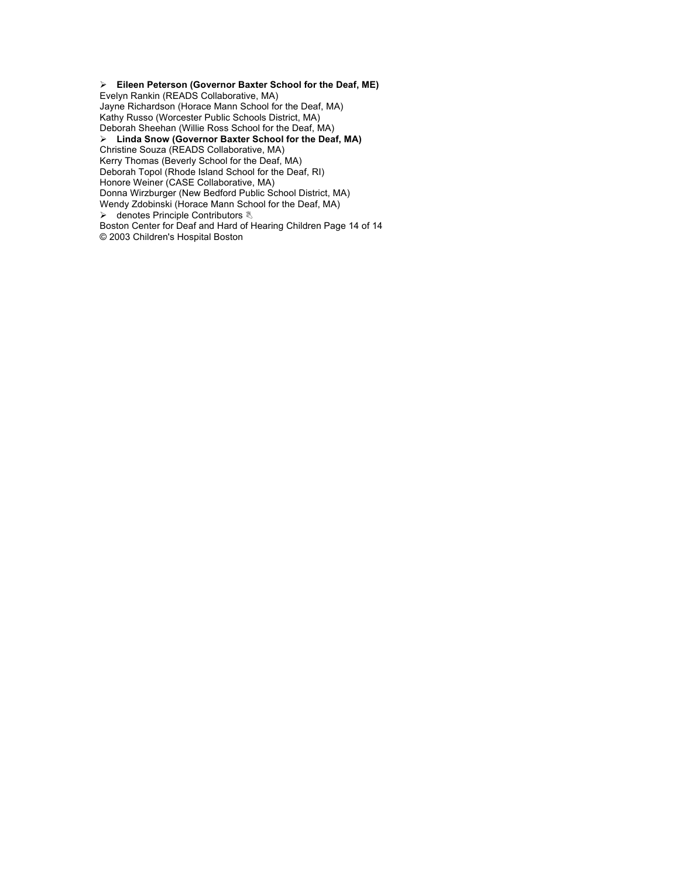- **Eileen Peterson (Governor Baxter School for the Deaf, ME)**

Evelyn Rankin (READS Collaborative, MA)
Jayne Richardson (Horace Mann School for the Deaf, MA)
Kathy Russo (Worcester Public Schools District, MA)
Deborah Sheehan (Willie Ross School for the Deaf, MA)

- **Linda Snow (Governor Baxter School for the Deaf, MA)**

Christine Souza (READS Collaborative, MA)
Kerry Thomas (Beverly School for the Deaf, MA)
Deborah Topol (Rhode Island School for the Deaf, RI)
Honore Weiner (CASE Collaborative, MA)
Donna Wirzburger (New Bedford Public School District, MA)
Wendy Zdobinski (Horace Mann School for the Deaf, MA)

- denotes Principle Contributors

© 2003 Children's Hospital Boston